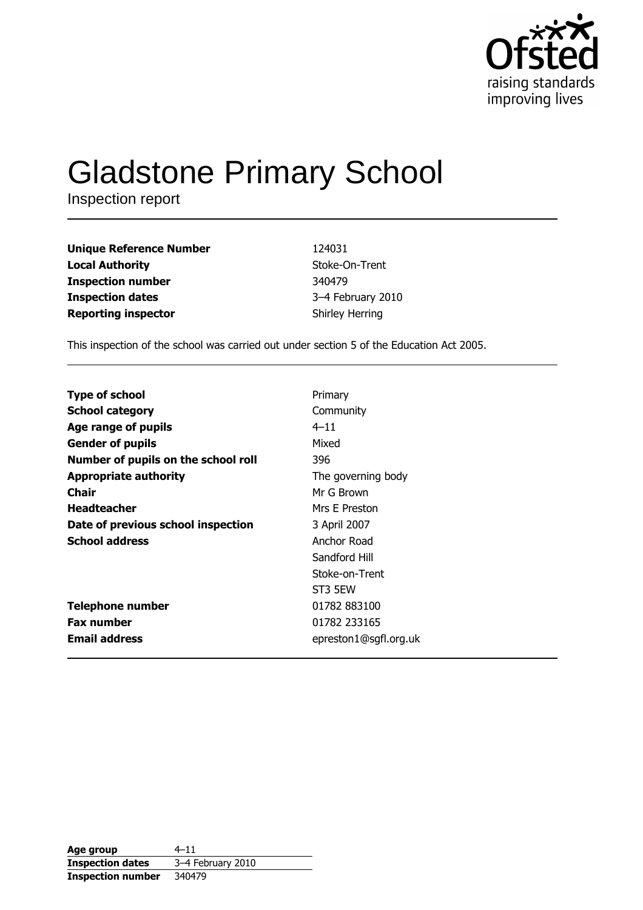Ofsted
raising standards
improving lives

# Gladstone Primary School

Inspection report

| | |
|---|---|
| **Unique Reference Number** | 124031 |
| **Local Authority** | Stoke-On-Trent |
| **Inspection number** | 340479 |
| **Inspection dates** | 3–4 February 2010 |
| **Reporting inspector** | Shirley Herring |

This inspection of the school was carried out under section 5 of the Education Act 2005.

| | |
|---|---|
| **Type of school** | Primary |
| **School category** | Community |
| **Age range of pupils** | 4–11 |
| **Gender of pupils** | Mixed |
| **Number of pupils on the school roll** | 396 |
| **Appropriate authority** | The governing body |
| **Chair** | Mr G Brown |
| **Headteacher** | Mrs E Preston |
| **Date of previous school inspection** | 3 April 2007 |
| **School address** | Anchor Road<br>Sandford Hill<br>Stoke-on-Trent<br>ST3 5EW |
| **Telephone number** | 01782 883100 |
| **Fax number** | 01782 233165 |
| **Email address** | epreston1@sgfl.org.uk |

| | |
|---|---|
| **Age group** | 4–11 |
| **Inspection dates** | 3–4 February 2010 |
| **Inspection number** | 340479 |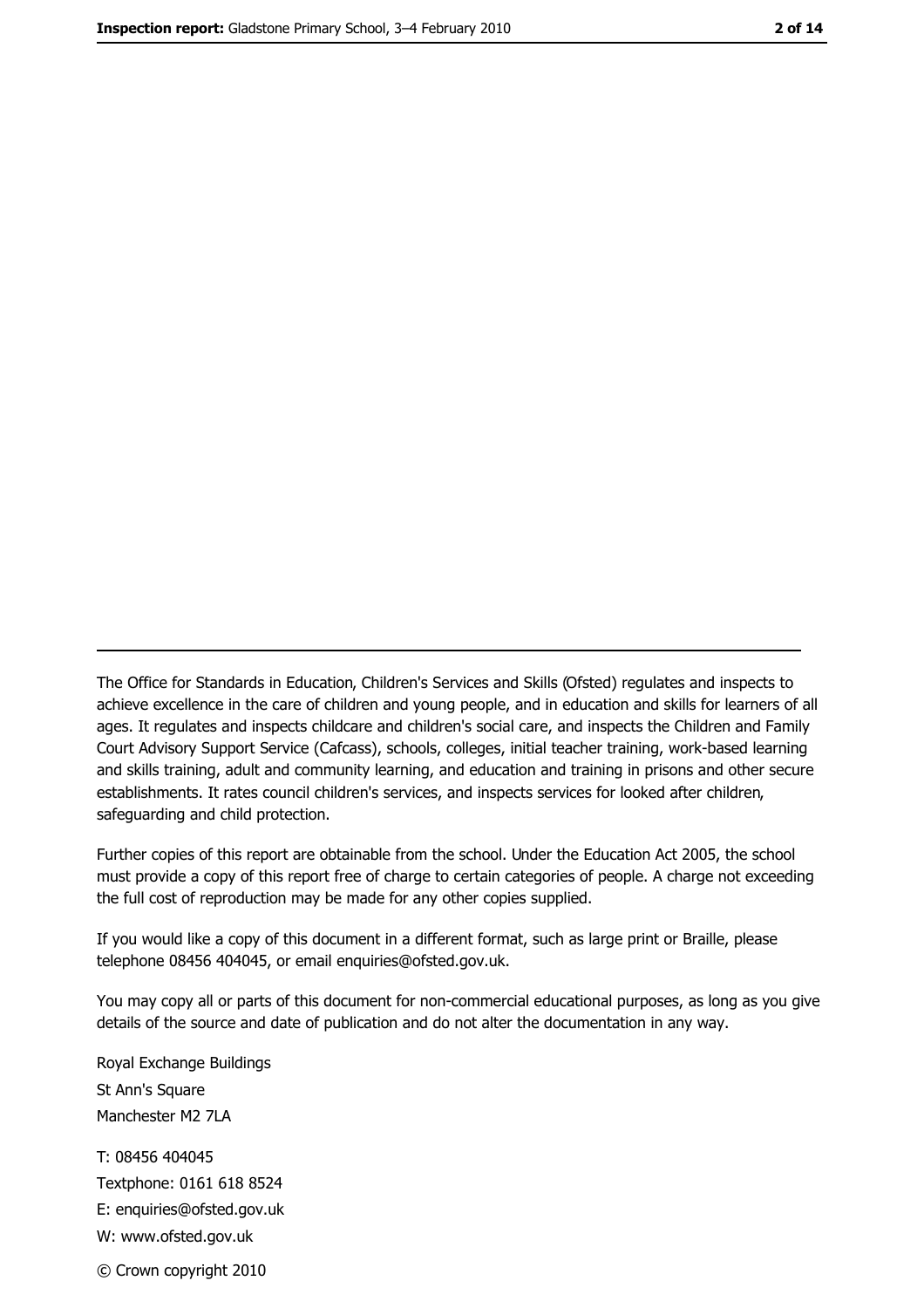The Office for Standards in Education, Children's Services and Skills (Ofsted) regulates and inspects to achieve excellence in the care of children and young people, and in education and skills for learners of all ages. It regulates and inspects childcare and children's social care, and inspects the Children and Family Court Advisory Support Service (Cafcass), schools, colleges, initial teacher training, work-based learning and skills training, adult and community learning, and education and training in prisons and other secure establishments. It rates council children's services, and inspects services for looked after children, safeguarding and child protection.

Further copies of this report are obtainable from the school. Under the Education Act 2005, the school must provide a copy of this report free of charge to certain categories of people. A charge not exceeding the full cost of reproduction may be made for any other copies supplied.

If you would like a copy of this document in a different format, such as large print or Braille, please telephone 08456 404045, or email enquiries@ofsted.gov.uk.

You may copy all or parts of this document for non-commercial educational purposes, as long as you give details of the source and date of publication and do not alter the documentation in any way.

Royal Exchange Buildings
St Ann's Square
Manchester M2 7LA

T: 08456 404045
Textphone: 0161 618 8524
E: enquiries@ofsted.gov.uk
W: www.ofsted.gov.uk

© Crown copyright 2010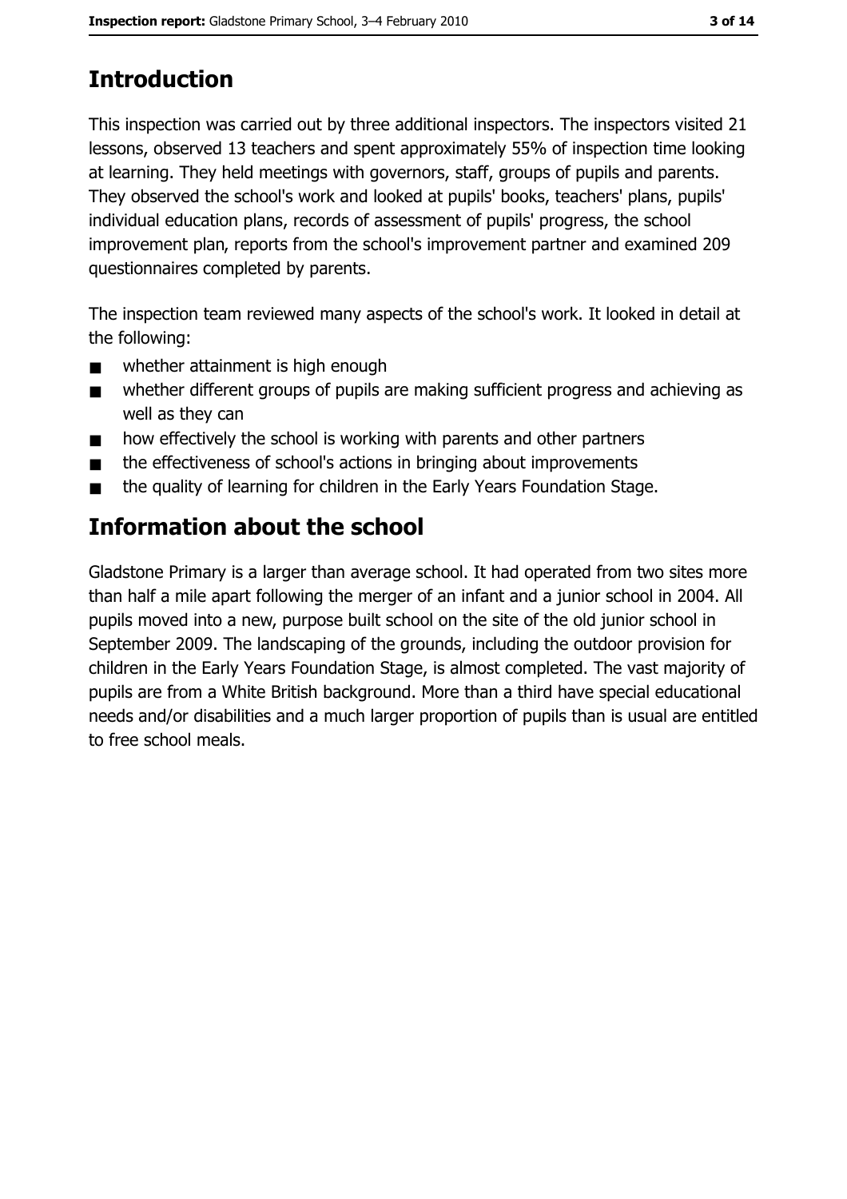## Introduction

This inspection was carried out by three additional inspectors. The inspectors visited 21 lessons, observed 13 teachers and spent approximately 55% of inspection time looking at learning. They held meetings with governors, staff, groups of pupils and parents. They observed the school's work and looked at pupils' books, teachers' plans, pupils' individual education plans, records of assessment of pupils' progress, the school improvement plan, reports from the school's improvement partner and examined 209 questionnaires completed by parents.

The inspection team reviewed many aspects of the school's work. It looked in detail at the following:

- whether attainment is high enough
- whether different groups of pupils are making sufficient progress and achieving as well as they can
- how effectively the school is working with parents and other partners
- the effectiveness of school's actions in bringing about improvements
- the quality of learning for children in the Early Years Foundation Stage.

## Information about the school

Gladstone Primary is a larger than average school. It had operated from two sites more than half a mile apart following the merger of an infant and a junior school in 2004. All pupils moved into a new, purpose built school on the site of the old junior school in September 2009. The landscaping of the grounds, including the outdoor provision for children in the Early Years Foundation Stage, is almost completed. The vast majority of pupils are from a White British background. More than a third have special educational needs and/or disabilities and a much larger proportion of pupils than is usual are entitled to free school meals.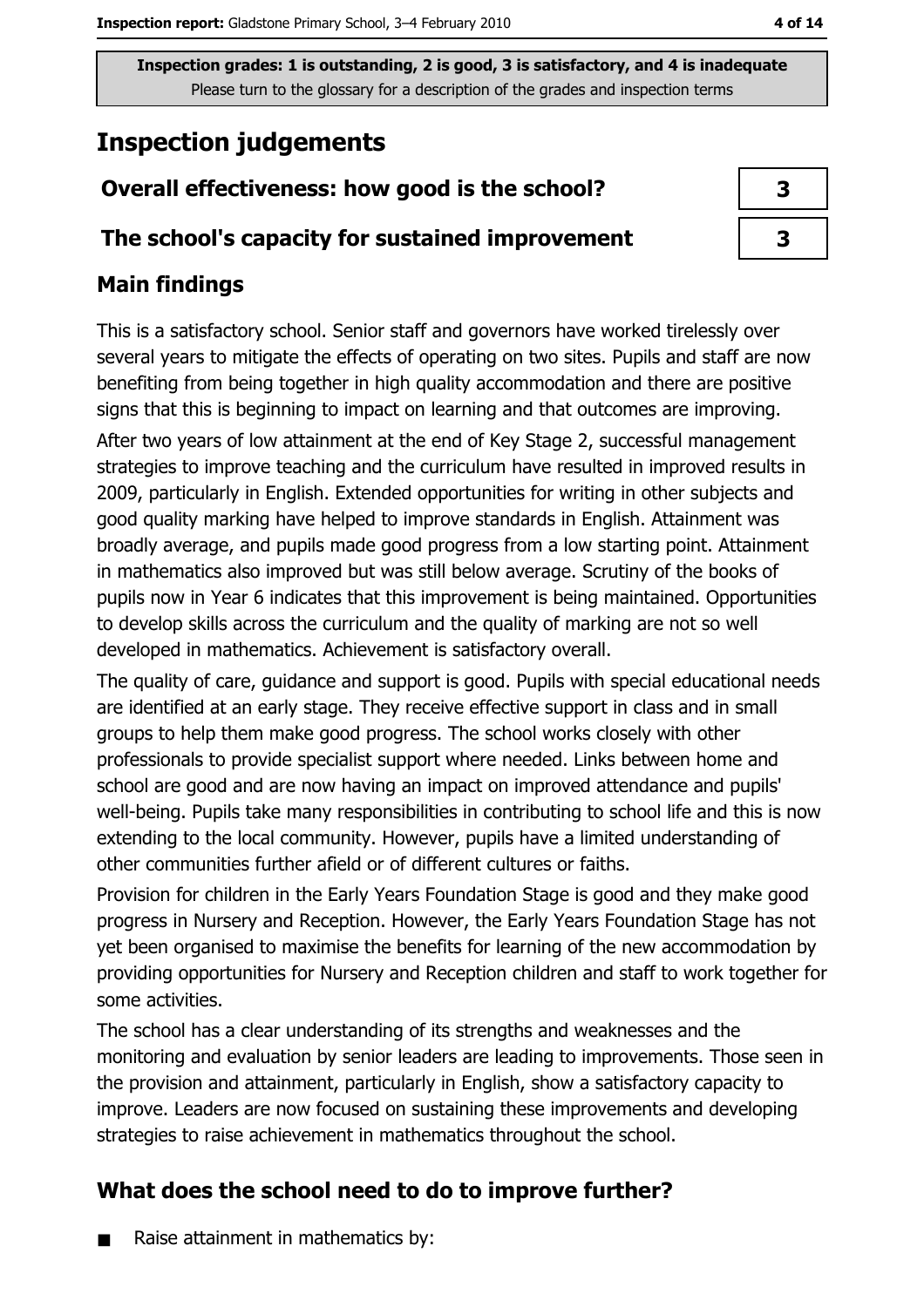Inspection grades: 1 is outstanding, 2 is good, 3 is satisfactory, and 4 is inadequate
Please turn to the glossary for a description of the grades and inspection terms

# Inspection judgements

| | |
|---|---|
| **Overall effectiveness: how good is the school?** | 3 |
| **The school's capacity for sustained improvement** | 3 |

## Main findings

This is a satisfactory school. Senior staff and governors have worked tirelessly over several years to mitigate the effects of operating on two sites. Pupils and staff are now benefiting from being together in high quality accommodation and there are positive signs that this is beginning to impact on learning and that outcomes are improving.

After two years of low attainment at the end of Key Stage 2, successful management strategies to improve teaching and the curriculum have resulted in improved results in 2009, particularly in English. Extended opportunities for writing in other subjects and good quality marking have helped to improve standards in English. Attainment was broadly average, and pupils made good progress from a low starting point. Attainment in mathematics also improved but was still below average. Scrutiny of the books of pupils now in Year 6 indicates that this improvement is being maintained. Opportunities to develop skills across the curriculum and the quality of marking are not so well developed in mathematics. Achievement is satisfactory overall.

The quality of care, guidance and support is good. Pupils with special educational needs are identified at an early stage. They receive effective support in class and in small groups to help them make good progress. The school works closely with other professionals to provide specialist support where needed. Links between home and school are good and are now having an impact on improved attendance and pupils' well-being. Pupils take many responsibilities in contributing to school life and this is now extending to the local community. However, pupils have a limited understanding of other communities further afield or of different cultures or faiths.

Provision for children in the Early Years Foundation Stage is good and they make good progress in Nursery and Reception. However, the Early Years Foundation Stage has not yet been organised to maximise the benefits for learning of the new accommodation by providing opportunities for Nursery and Reception children and staff to work together for some activities.

The school has a clear understanding of its strengths and weaknesses and the monitoring and evaluation by senior leaders are leading to improvements. Those seen in the provision and attainment, particularly in English, show a satisfactory capacity to improve. Leaders are now focused on sustaining these improvements and developing strategies to raise achievement in mathematics throughout the school.

## What does the school need to do to improve further?

- Raise attainment in mathematics by: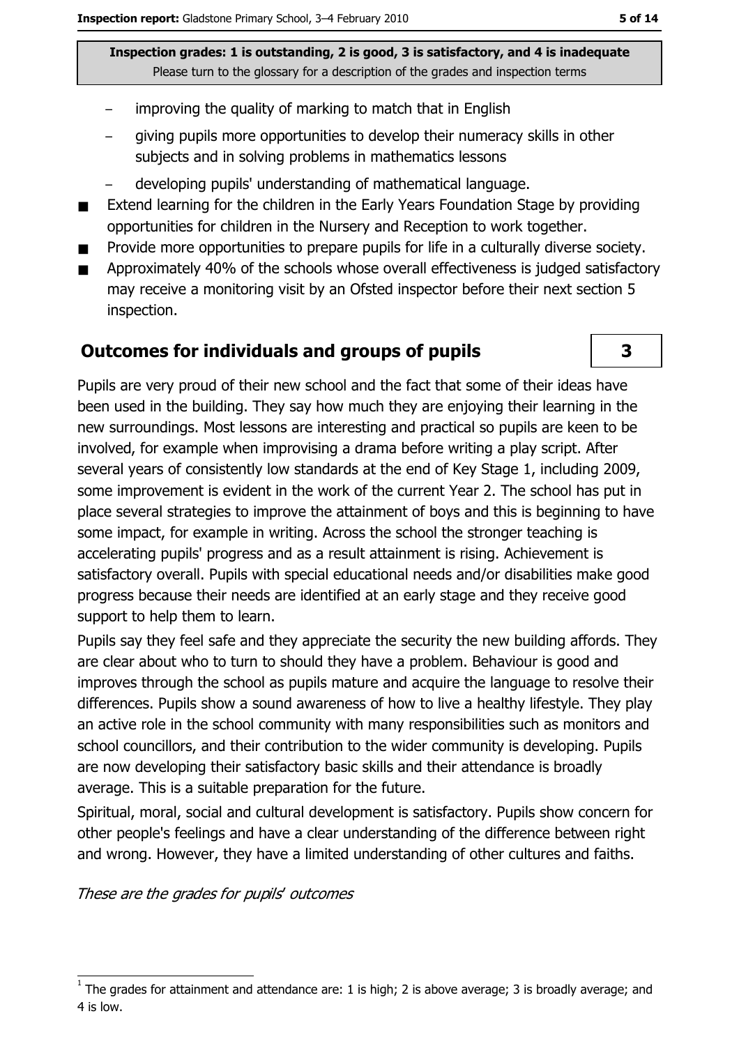Inspection grades: 1 is outstanding, 2 is good, 3 is satisfactory, and 4 is inadequate
Please turn to the glossary for a description of the grades and inspection terms

- improving the quality of marking to match that in English
- giving pupils more opportunities to develop their numeracy skills in other subjects and in solving problems in mathematics lessons
- developing pupils' understanding of mathematical language.

- Extend learning for the children in the Early Years Foundation Stage by providing opportunities for children in the Nursery and Reception to work together.
- Provide more opportunities to prepare pupils for life in a culturally diverse society.
- Approximately 40% of the schools whose overall effectiveness is judged satisfactory may receive a monitoring visit by an Ofsted inspector before their next section 5 inspection.

## Outcomes for individuals and groups of pupils

**3**

Pupils are very proud of their new school and the fact that some of their ideas have been used in the building. They say how much they are enjoying their learning in the new surroundings. Most lessons are interesting and practical so pupils are keen to be involved, for example when improvising a drama before writing a play script. After several years of consistently low standards at the end of Key Stage 1, including 2009, some improvement is evident in the work of the current Year 2. The school has put in place several strategies to improve the attainment of boys and this is beginning to have some impact, for example in writing. Across the school the stronger teaching is accelerating pupils' progress and as a result attainment is rising. Achievement is satisfactory overall. Pupils with special educational needs and/or disabilities make good progress because their needs are identified at an early stage and they receive good support to help them to learn.

Pupils say they feel safe and they appreciate the security the new building affords. They are clear about who to turn to should they have a problem. Behaviour is good and improves through the school as pupils mature and acquire the language to resolve their differences. Pupils show a sound awareness of how to live a healthy lifestyle. They play an active role in the school community with many responsibilities such as monitors and school councillors, and their contribution to the wider community is developing. Pupils are now developing their satisfactory basic skills and their attendance is broadly average. This is a suitable preparation for the future.

Spiritual, moral, social and cultural development is satisfactory. Pupils show concern for other people's feelings and have a clear understanding of the difference between right and wrong. However, they have a limited understanding of other cultures and faiths.

*These are the grades for pupils' outcomes*

[1] The grades for attainment and attendance are: 1 is high; 2 is above average; 3 is broadly average; and 4 is low.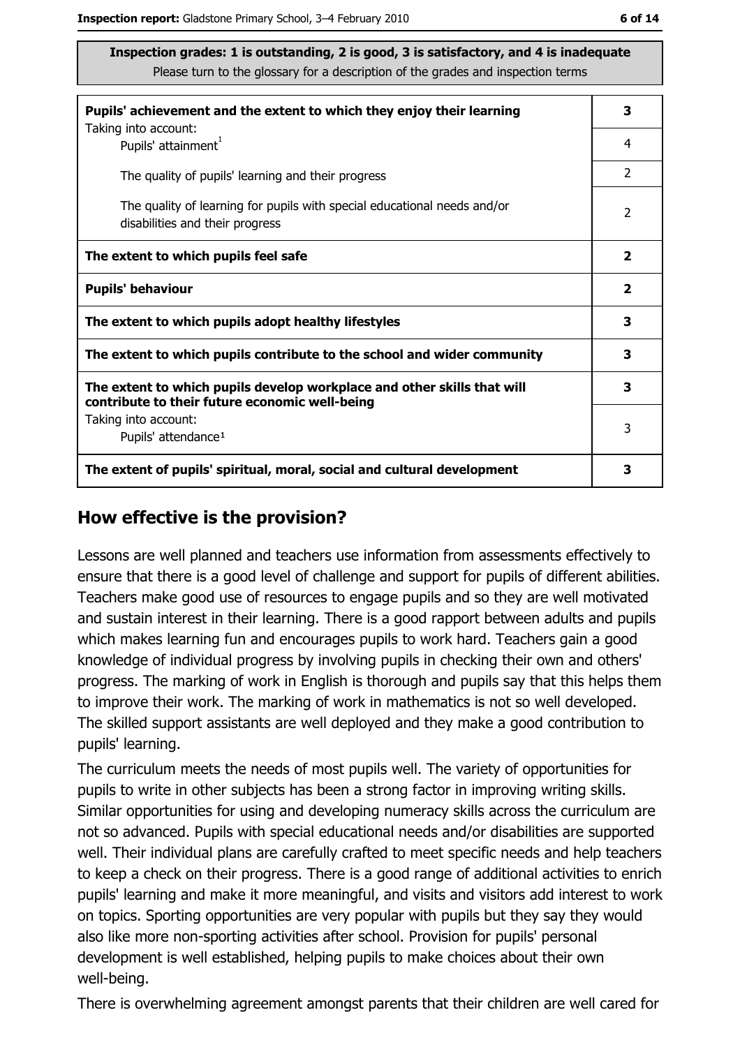**Inspection grades: 1 is outstanding, 2 is good, 3 is satisfactory, and 4 is inadequate**
Please turn to the glossary for a description of the grades and inspection terms

| | |
|---|---|
| **Pupils' achievement and the extent to which they enjoy their learning** Taking into account: | **3** |
| Pupils' attainment[1] | 4 |
| The quality of pupils' learning and their progress | 2 |
| The quality of learning for pupils with special educational needs and/or disabilities and their progress | 2 |
| **The extent to which pupils feel safe** | **2** |
| **Pupils' behaviour** | **2** |
| **The extent to which pupils adopt healthy lifestyles** | **3** |
| **The extent to which pupils contribute to the school and wider community** | **3** |
| **The extent to which pupils develop workplace and other skills that will contribute to their future economic well-being** | **3** |
| Taking into account: Pupils' attendance[1] | 3 |
| **The extent of pupils' spiritual, moral, social and cultural development** | **3** |

## How effective is the provision?

Lessons are well planned and teachers use information from assessments effectively to ensure that there is a good level of challenge and support for pupils of different abilities. Teachers make good use of resources to engage pupils and so they are well motivated and sustain interest in their learning. There is a good rapport between adults and pupils which makes learning fun and encourages pupils to work hard. Teachers gain a good knowledge of individual progress by involving pupils in checking their own and others' progress. The marking of work in English is thorough and pupils say that this helps them to improve their work. The marking of work in mathematics is not so well developed. The skilled support assistants are well deployed and they make a good contribution to pupils' learning.

The curriculum meets the needs of most pupils well. The variety of opportunities for pupils to write in other subjects has been a strong factor in improving writing skills. Similar opportunities for using and developing numeracy skills across the curriculum are not so advanced. Pupils with special educational needs and/or disabilities are supported well. Their individual plans are carefully crafted to meet specific needs and help teachers to keep a check on their progress. There is a good range of additional activities to enrich pupils' learning and make it more meaningful, and visits and visitors add interest to work on topics. Sporting opportunities are very popular with pupils but they say they would also like more non-sporting activities after school. Provision for pupils' personal development is well established, helping pupils to make choices about their own well-being.

There is overwhelming agreement amongst parents that their children are well cared for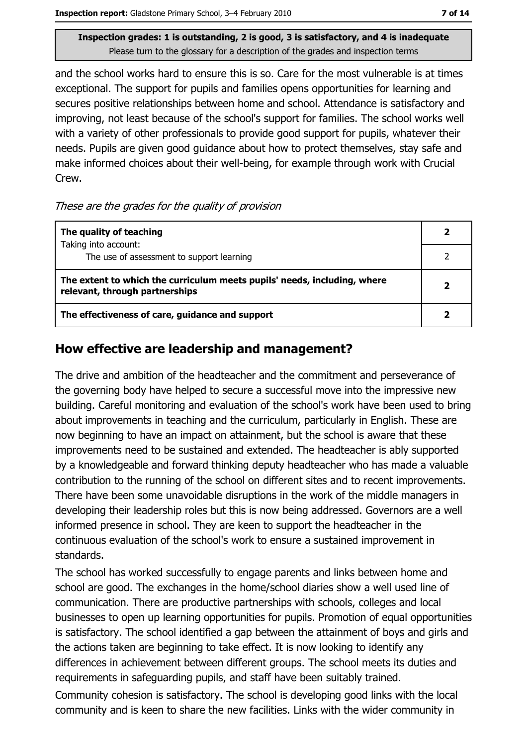and the school works hard to ensure this is so. Care for the most vulnerable is at times exceptional. The support for pupils and families opens opportunities for learning and secures positive relationships between home and school. Attendance is satisfactory and improving, not least because of the school's support for families. The school works well with a variety of other professionals to provide good support for pupils, whatever their needs. Pupils are given good guidance about how to protect themselves, stay safe and make informed choices about their well-being, for example through work with Crucial Crew.

*These are the grades for the quality of provision*

| | |
|---|---|
| **The quality of teaching** | **2** |
| Taking into account: The use of assessment to support learning | 2 |
| **The extent to which the curriculum meets pupils' needs, including, where relevant, through partnerships** | **2** |
| **The effectiveness of care, guidance and support** | **2** |

## How effective are leadership and management?

The drive and ambition of the headteacher and the commitment and perseverance of the governing body have helped to secure a successful move into the impressive new building. Careful monitoring and evaluation of the school's work have been used to bring about improvements in teaching and the curriculum, particularly in English. These are now beginning to have an impact on attainment, but the school is aware that these improvements need to be sustained and extended. The headteacher is ably supported by a knowledgeable and forward thinking deputy headteacher who has made a valuable contribution to the running of the school on different sites and to recent improvements. There have been some unavoidable disruptions in the work of the middle managers in developing their leadership roles but this is now being addressed. Governors are a well informed presence in school. They are keen to support the headteacher in the continuous evaluation of the school's work to ensure a sustained improvement in standards.

The school has worked successfully to engage parents and links between home and school are good. The exchanges in the home/school diaries show a well used line of communication. There are productive partnerships with schools, colleges and local businesses to open up learning opportunities for pupils. Promotion of equal opportunities is satisfactory. The school identified a gap between the attainment of boys and girls and the actions taken are beginning to take effect. It is now looking to identify any differences in achievement between different groups. The school meets its duties and requirements in safeguarding pupils, and staff have been suitably trained.

Community cohesion is satisfactory. The school is developing good links with the local community and is keen to share the new facilities. Links with the wider community in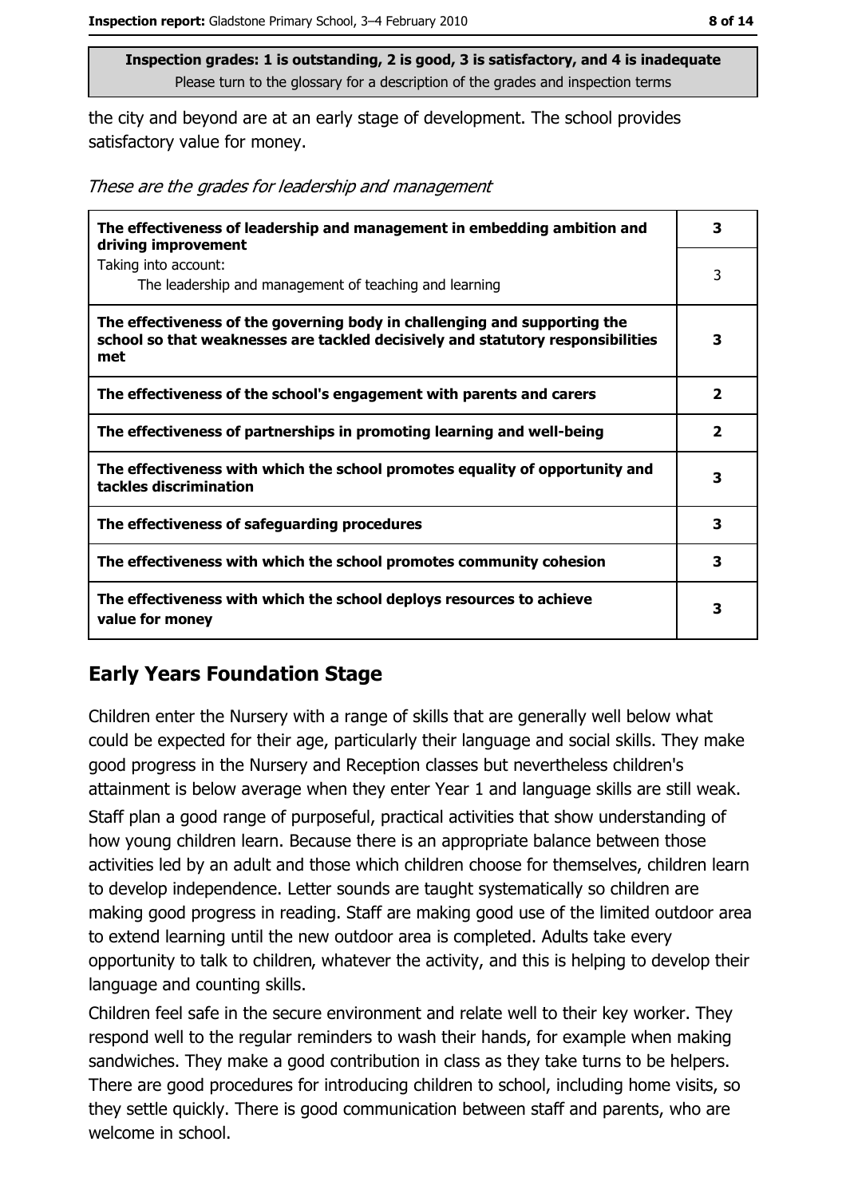**Inspection grades: 1 is outstanding, 2 is good, 3 is satisfactory, and 4 is inadequate**
Please turn to the glossary for a description of the grades and inspection terms

the city and beyond are at an early stage of development. The school provides satisfactory value for money.

*These are the grades for leadership and management*

| | |
|---|---|
| **The effectiveness of leadership and management in embedding ambition and driving improvement** | **3** |
| Taking into account: The leadership and management of teaching and learning | 3 |
| **The effectiveness of the governing body in challenging and supporting the school so that weaknesses are tackled decisively and statutory responsibilities met** | **3** |
| **The effectiveness of the school's engagement with parents and carers** | **2** |
| **The effectiveness of partnerships in promoting learning and well-being** | **2** |
| **The effectiveness with which the school promotes equality of opportunity and tackles discrimination** | **3** |
| **The effectiveness of safeguarding procedures** | **3** |
| **The effectiveness with which the school promotes community cohesion** | **3** |
| **The effectiveness with which the school deploys resources to achieve value for money** | **3** |

## Early Years Foundation Stage

Children enter the Nursery with a range of skills that are generally well below what could be expected for their age, particularly their language and social skills. They make good progress in the Nursery and Reception classes but nevertheless children's attainment is below average when they enter Year 1 and language skills are still weak. Staff plan a good range of purposeful, practical activities that show understanding of how young children learn. Because there is an appropriate balance between those activities led by an adult and those which children choose for themselves, children learn to develop independence. Letter sounds are taught systematically so children are making good progress in reading. Staff are making good use of the limited outdoor area to extend learning until the new outdoor area is completed. Adults take every opportunity to talk to children, whatever the activity, and this is helping to develop their language and counting skills.

Children feel safe in the secure environment and relate well to their key worker. They respond well to the regular reminders to wash their hands, for example when making sandwiches. They make a good contribution in class as they take turns to be helpers. There are good procedures for introducing children to school, including home visits, so they settle quickly. There is good communication between staff and parents, who are welcome in school.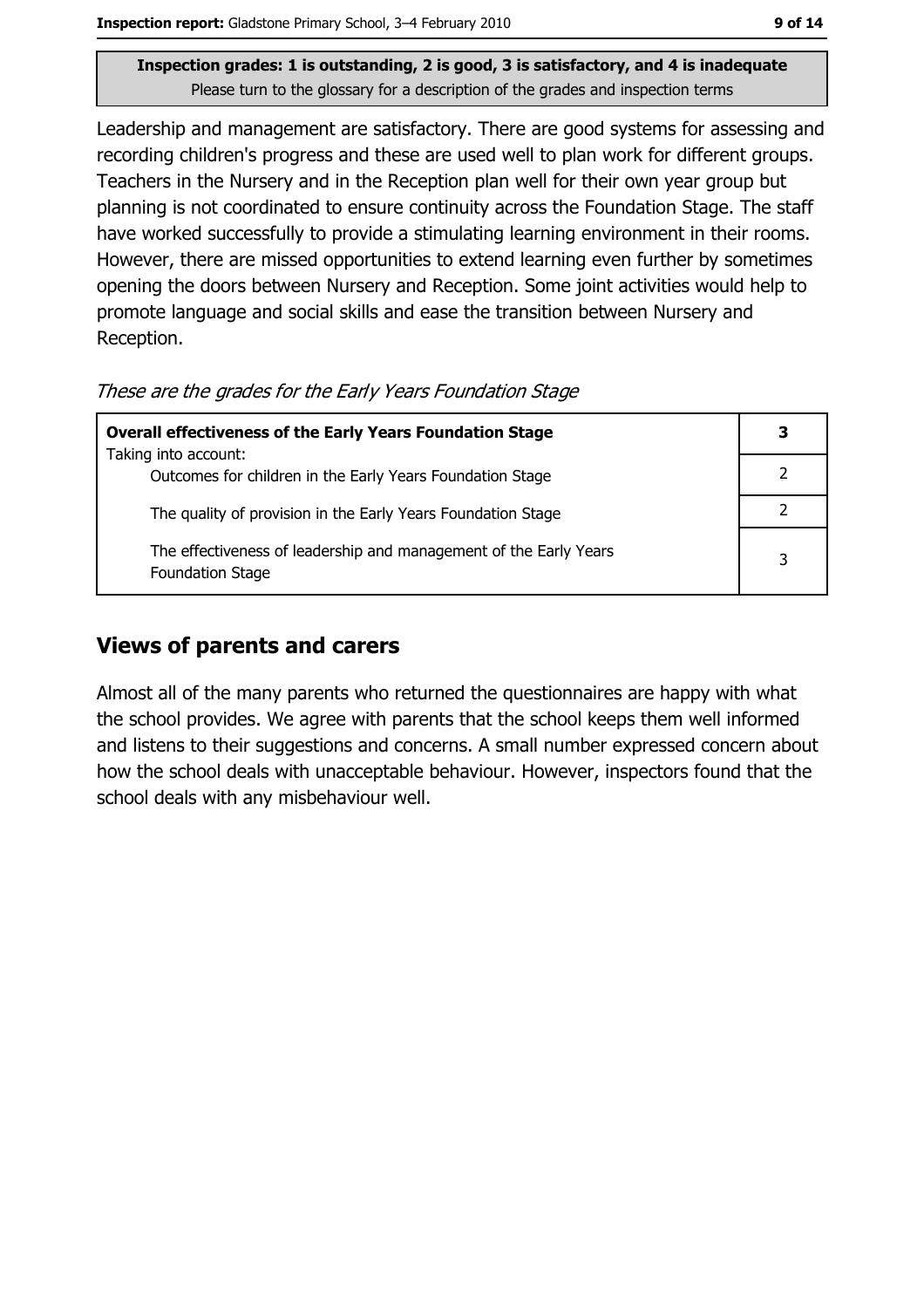**Inspection grades: 1 is outstanding, 2 is good, 3 is satisfactory, and 4 is inadequate**
Please turn to the glossary for a description of the grades and inspection terms

Leadership and management are satisfactory. There are good systems for assessing and recording children's progress and these are used well to plan work for different groups. Teachers in the Nursery and in the Reception plan well for their own year group but planning is not coordinated to ensure continuity across the Foundation Stage. The staff have worked successfully to provide a stimulating learning environment in their rooms. However, there are missed opportunities to extend learning even further by sometimes opening the doors between Nursery and Reception. Some joint activities would help to promote language and social skills and ease the transition between Nursery and Reception.

*These are the grades for the Early Years Foundation Stage*

| | |
|---|---|
| **Overall effectiveness of the Early Years Foundation Stage**<br>Taking into account: | 3 |
| Outcomes for children in the Early Years Foundation Stage | 2 |
| The quality of provision in the Early Years Foundation Stage | 2 |
| The effectiveness of leadership and management of the Early Years Foundation Stage | 3 |

## Views of parents and carers

Almost all of the many parents who returned the questionnaires are happy with what the school provides. We agree with parents that the school keeps them well informed and listens to their suggestions and concerns. A small number expressed concern about how the school deals with unacceptable behaviour. However, inspectors found that the school deals with any misbehaviour well.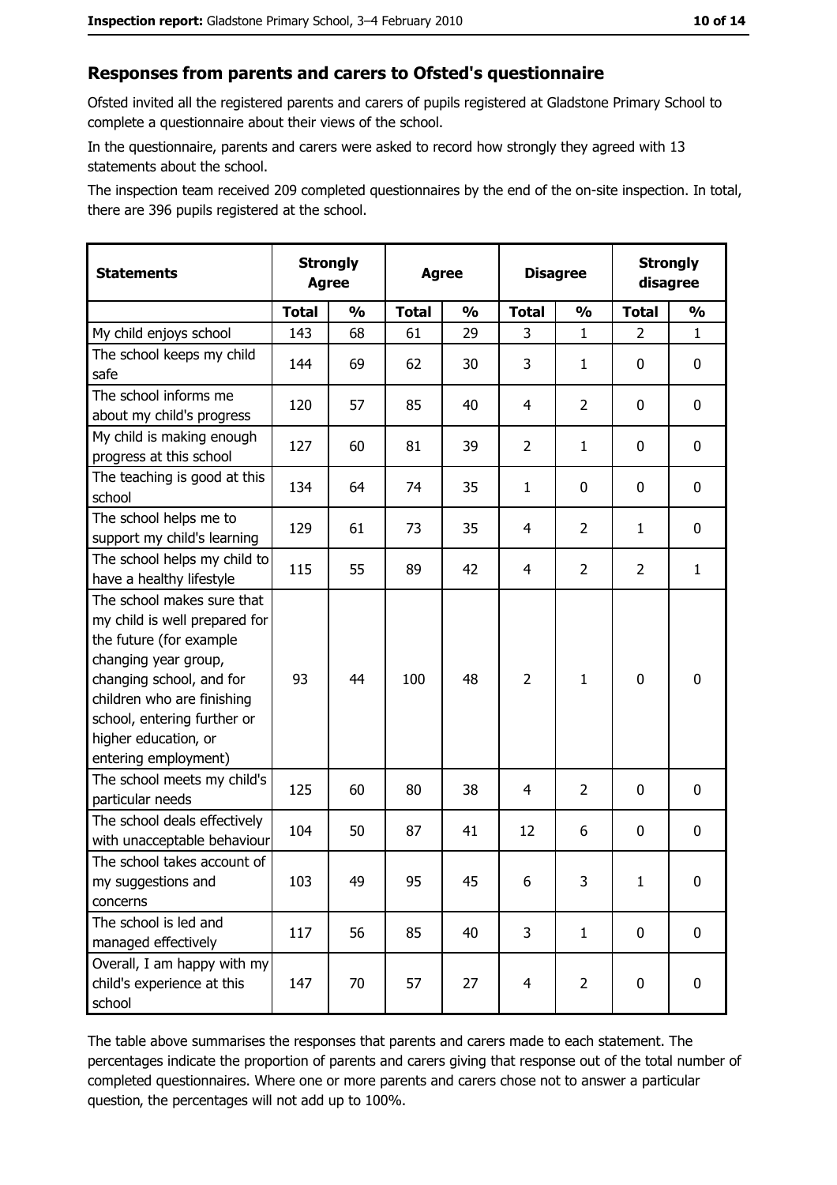## Responses from parents and carers to Ofsted's questionnaire

Ofsted invited all the registered parents and carers of pupils registered at Gladstone Primary School to complete a questionnaire about their views of the school.

In the questionnaire, parents and carers were asked to record how strongly they agreed with 13 statements about the school.

The inspection team received 209 completed questionnaires by the end of the on-site inspection. In total, there are 396 pupils registered at the school.

| Statements | Strongly Agree | | Agree | | Disagree | | Strongly disagree | |
|---|---|---|---|---|---|---|---|---|
| | Total | % | Total | % | Total | % | Total | % |
| My child enjoys school | 143 | 68 | 61 | 29 | 3 | 1 | 2 | 1 |
| The school keeps my child safe | 144 | 69 | 62 | 30 | 3 | 1 | 0 | 0 |
| The school informs me about my child's progress | 120 | 57 | 85 | 40 | 4 | 2 | 0 | 0 |
| My child is making enough progress at this school | 127 | 60 | 81 | 39 | 2 | 1 | 0 | 0 |
| The teaching is good at this school | 134 | 64 | 74 | 35 | 1 | 0 | 0 | 0 |
| The school helps me to support my child's learning | 129 | 61 | 73 | 35 | 4 | 2 | 1 | 0 |
| The school helps my child to have a healthy lifestyle | 115 | 55 | 89 | 42 | 4 | 2 | 2 | 1 |
| The school makes sure that my child is well prepared for the future (for example changing year group, changing school, and for children who are finishing school, entering further or higher education, or entering employment) | 93 | 44 | 100 | 48 | 2 | 1 | 0 | 0 |
| The school meets my child's particular needs | 125 | 60 | 80 | 38 | 4 | 2 | 0 | 0 |
| The school deals effectively with unacceptable behaviour | 104 | 50 | 87 | 41 | 12 | 6 | 0 | 0 |
| The school takes account of my suggestions and concerns | 103 | 49 | 95 | 45 | 6 | 3 | 1 | 0 |
| The school is led and managed effectively | 117 | 56 | 85 | 40 | 3 | 1 | 0 | 0 |
| Overall, I am happy with my child's experience at this school | 147 | 70 | 57 | 27 | 4 | 2 | 0 | 0 |

The table above summarises the responses that parents and carers made to each statement. The percentages indicate the proportion of parents and carers giving that response out of the total number of completed questionnaires. Where one or more parents and carers chose not to answer a particular question, the percentages will not add up to 100%.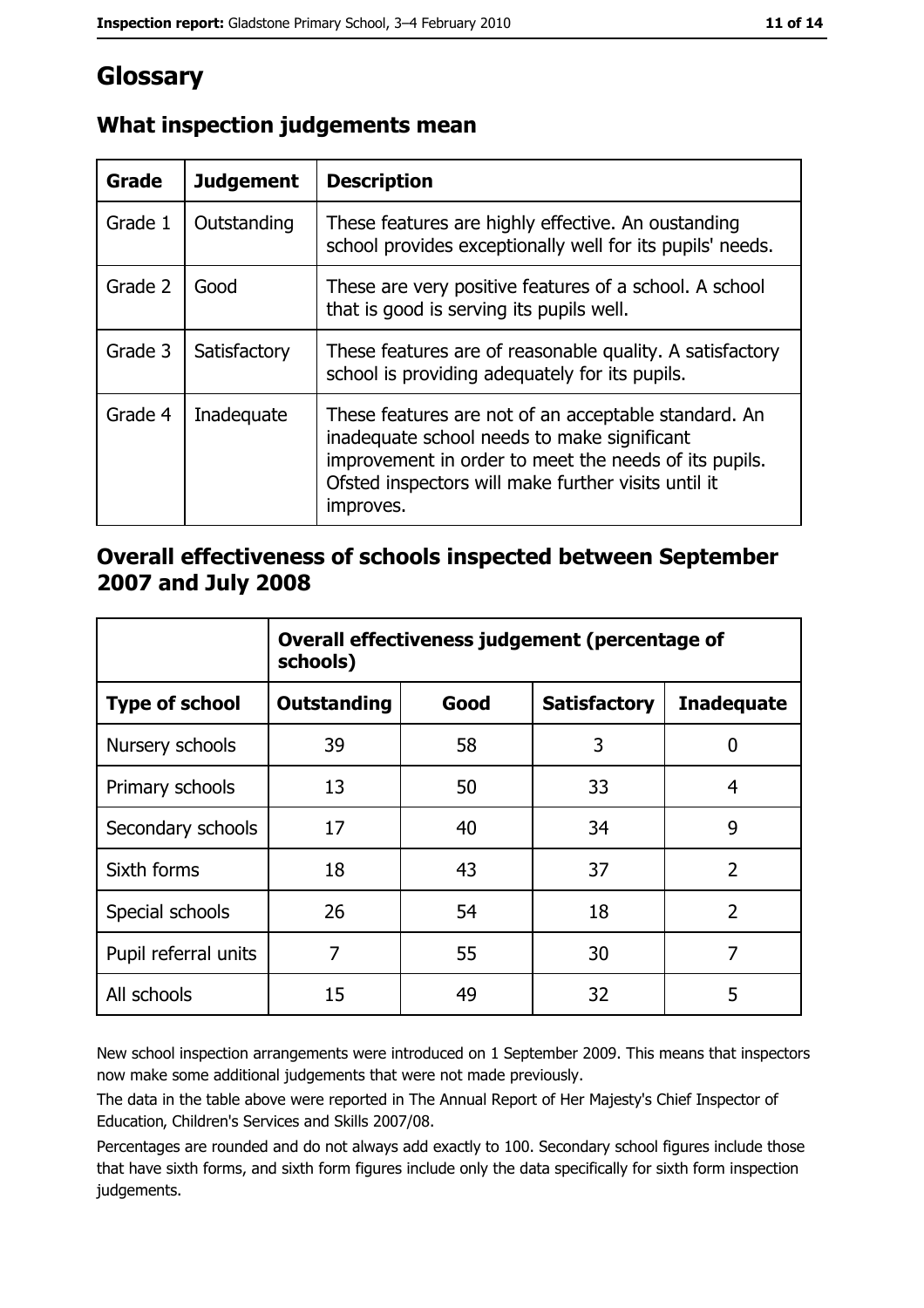# Glossary

## What inspection judgements mean

| Grade | Judgement | Description |
| --- | --- | --- |
| Grade 1 | Outstanding | These features are highly effective. An oustanding school provides exceptionally well for its pupils' needs. |
| Grade 2 | Good | These are very positive features of a school. A school that is good is serving its pupils well. |
| Grade 3 | Satisfactory | These features are of reasonable quality. A satisfactory school is providing adequately for its pupils. |
| Grade 4 | Inadequate | These features are not of an acceptable standard. An inadequate school needs to make significant improvement in order to meet the needs of its pupils. Ofsted inspectors will make further visits until it improves. |

## Overall effectiveness of schools inspected between September 2007 and July 2008

| | Overall effectiveness judgement (percentage of schools) | | | |
| --- | --- | --- | --- | --- |
| **Type of school** | **Outstanding** | **Good** | **Satisfactory** | **Inadequate** |
| Nursery schools | 39 | 58 | 3 | 0 |
| Primary schools | 13 | 50 | 33 | 4 |
| Secondary schools | 17 | 40 | 34 | 9 |
| Sixth forms | 18 | 43 | 37 | 2 |
| Special schools | 26 | 54 | 18 | 2 |
| Pupil referral units | 7 | 55 | 30 | 7 |
| All schools | 15 | 49 | 32 | 5 |

New school inspection arrangements were introduced on 1 September 2009. This means that inspectors now make some additional judgements that were not made previously.

The data in the table above were reported in The Annual Report of Her Majesty's Chief Inspector of Education, Children's Services and Skills 2007/08.

Percentages are rounded and do not always add exactly to 100. Secondary school figures include those that have sixth forms, and sixth form figures include only the data specifically for sixth form inspection judgements.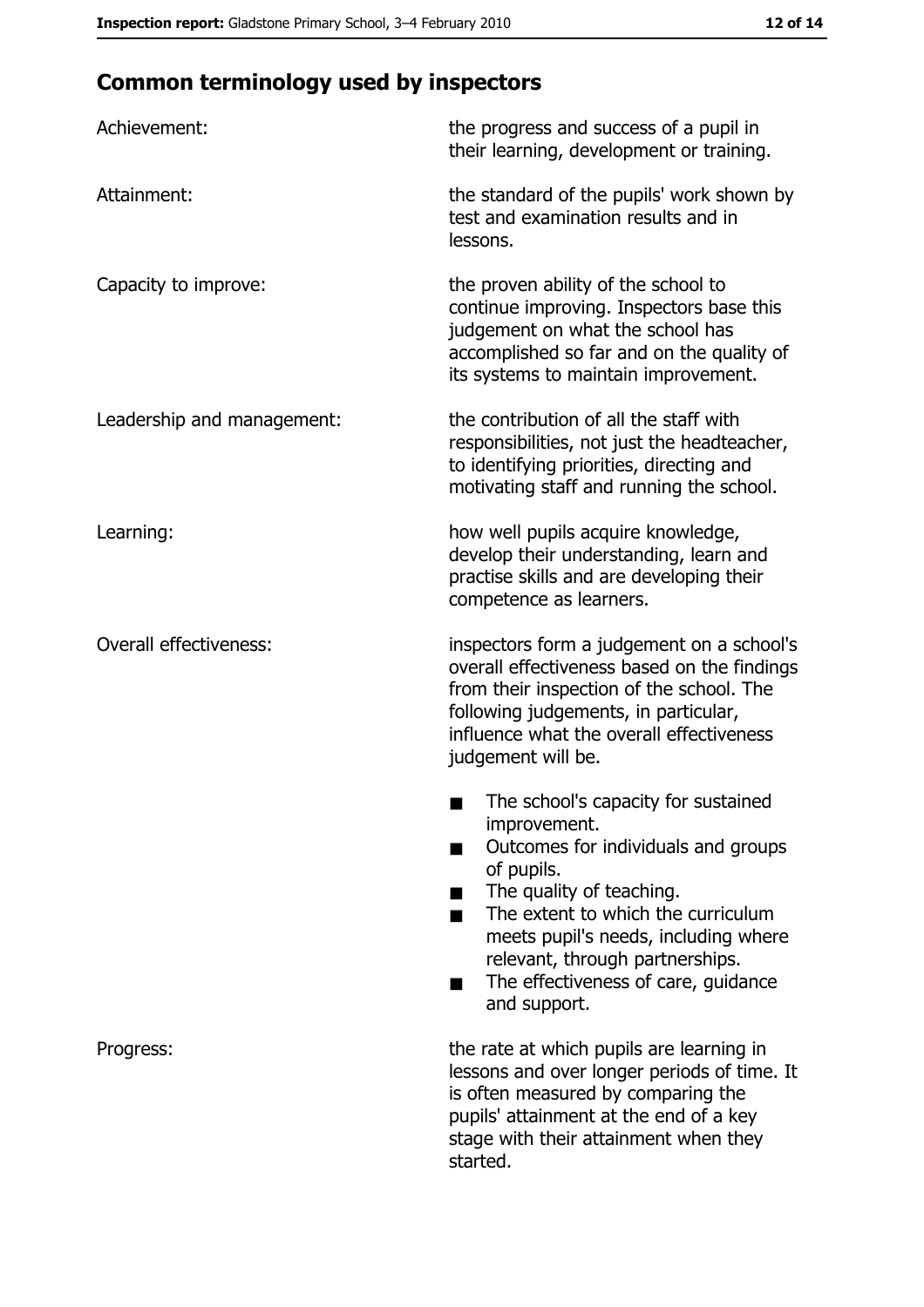## Common terminology used by inspectors

**Achievement:** the progress and success of a pupil in their learning, development or training.

**Attainment:** the standard of the pupils' work shown by test and examination results and in lessons.

**Capacity to improve:** the proven ability of the school to continue improving. Inspectors base this judgement on what the school has accomplished so far and on the quality of its systems to maintain improvement.

**Leadership and management:** the contribution of all the staff with responsibilities, not just the headteacher, to identifying priorities, directing and motivating staff and running the school.

**Learning:** how well pupils acquire knowledge, develop their understanding, learn and practise skills and are developing their competence as learners.

**Overall effectiveness:** inspectors form a judgement on a school's overall effectiveness based on the findings from their inspection of the school. The following judgements, in particular, influence what the overall effectiveness judgement will be.

- The school's capacity for sustained improvement.
- Outcomes for individuals and groups of pupils.
- The quality of teaching.
- The extent to which the curriculum meets pupil's needs, including where relevant, through partnerships.
- The effectiveness of care, guidance and support.

**Progress:** the rate at which pupils are learning in lessons and over longer periods of time. It is often measured by comparing the pupils' attainment at the end of a key stage with their attainment when they started.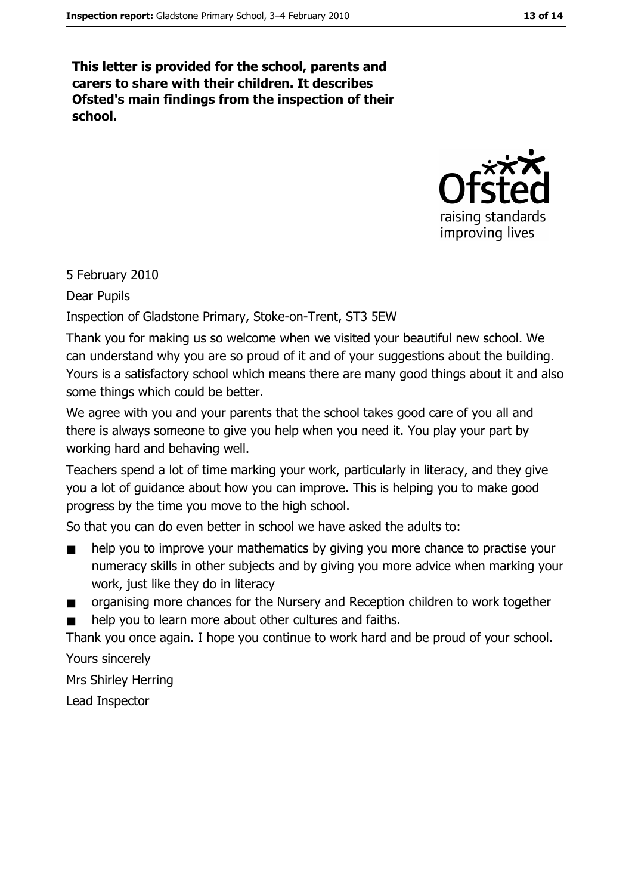**This letter is provided for the school, parents and carers to share with their children. It describes Ofsted's main findings from the inspection of their school.**

5 February 2010

Dear Pupils

Inspection of Gladstone Primary, Stoke-on-Trent, ST3 5EW

Thank you for making us so welcome when we visited your beautiful new school. We can understand why you are so proud of it and of your suggestions about the building. Yours is a satisfactory school which means there are many good things about it and also some things which could be better.

We agree with you and your parents that the school takes good care of you all and there is always someone to give you help when you need it. You play your part by working hard and behaving well.

Teachers spend a lot of time marking your work, particularly in literacy, and they give you a lot of guidance about how you can improve. This is helping you to make good progress by the time you move to the high school.

So that you can do even better in school we have asked the adults to:

- help you to improve your mathematics by giving you more chance to practise your numeracy skills in other subjects and by giving you more advice when marking your work, just like they do in literacy
- organising more chances for the Nursery and Reception children to work together
- help you to learn more about other cultures and faiths.

Thank you once again. I hope you continue to work hard and be proud of your school.

Yours sincerely

Mrs Shirley Herring

Lead Inspector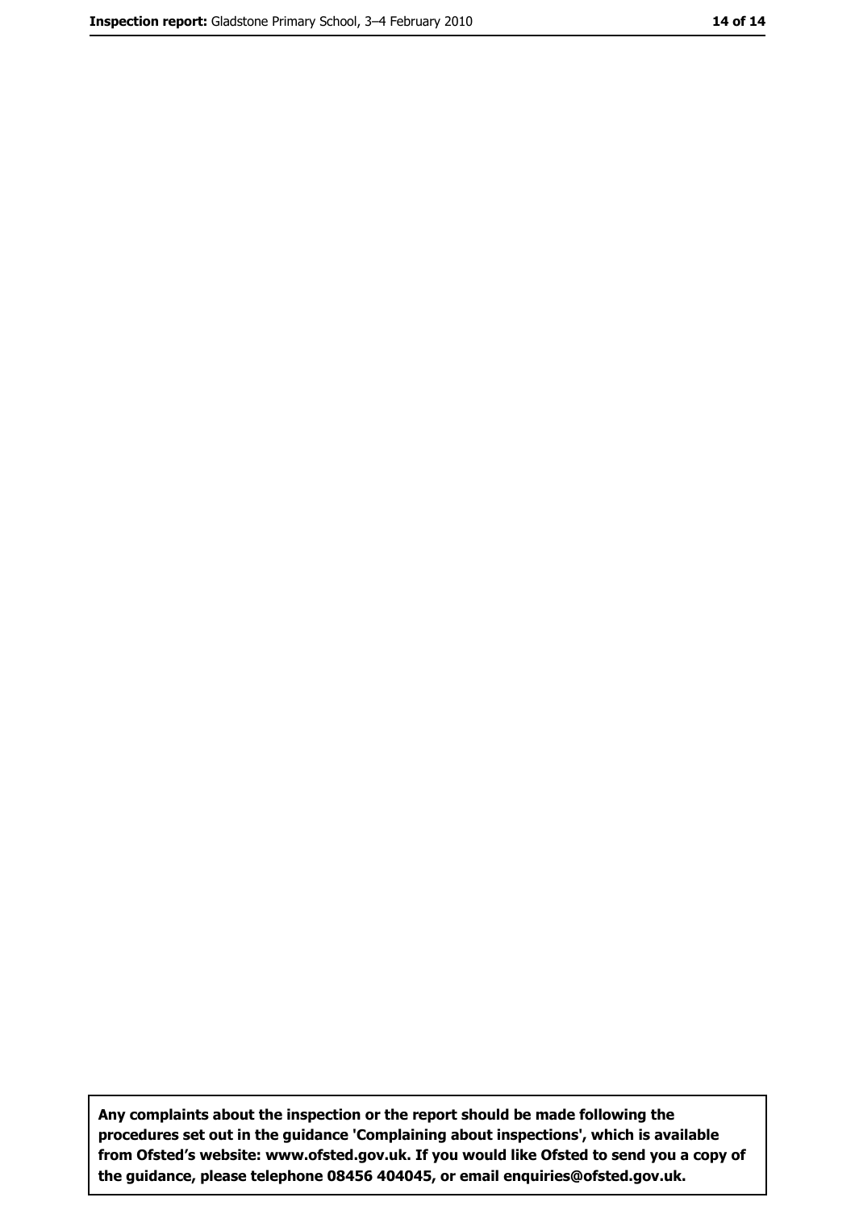**Any complaints about the inspection or the report should be made following the procedures set out in the guidance 'Complaining about inspections', which is available from Ofsted's website: www.ofsted.gov.uk. If you would like Ofsted to send you a copy of the guidance, please telephone 08456 404045, or email enquiries@ofsted.gov.uk.**